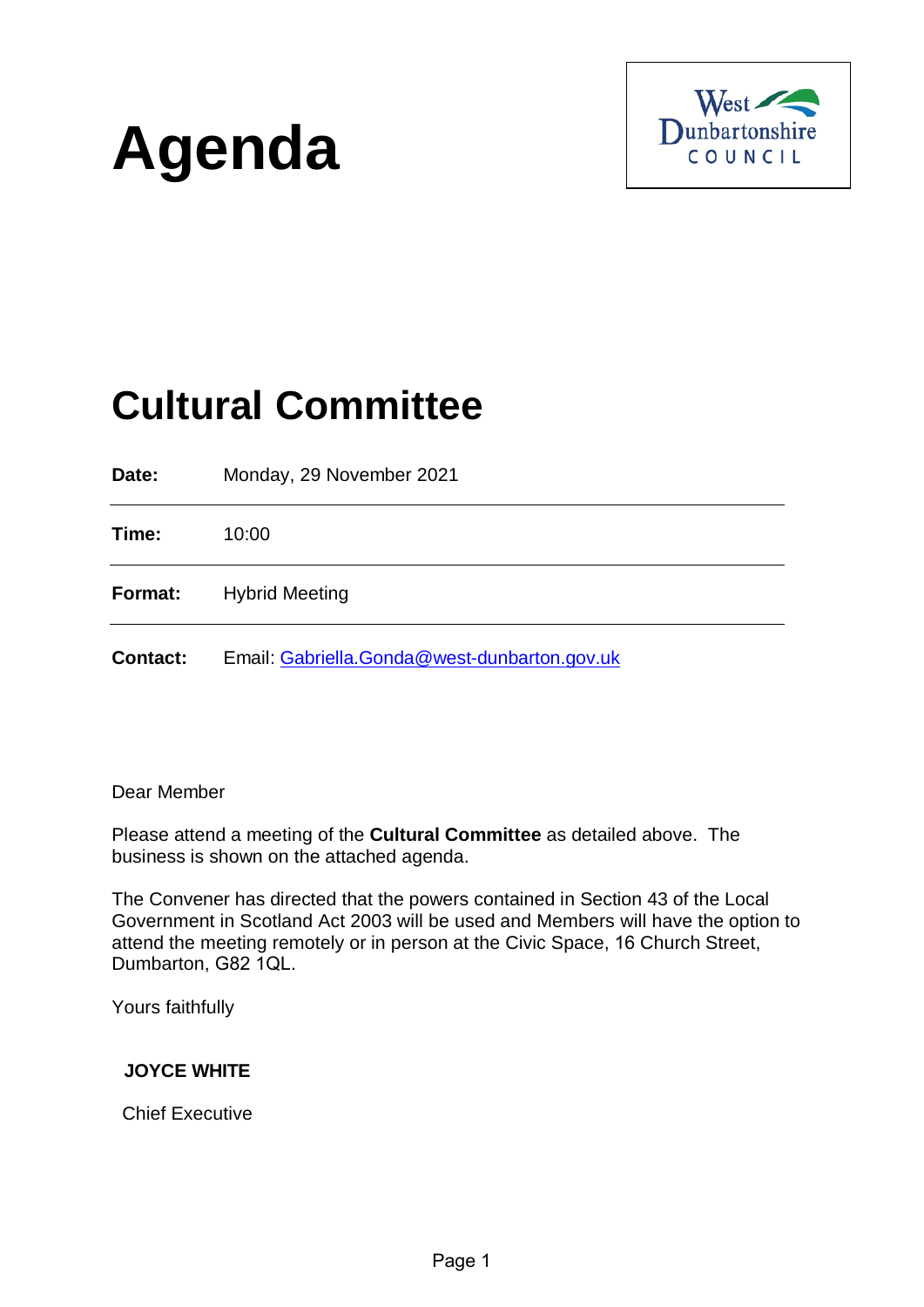# Agenda

West Dunbartonshire COUNCIL

## Cultural Committee

| | |
|---|---|
| **Date:** | Monday, 29 November 2021 |
| **Time:** | 10:00 |
| **Format:** | Hybrid Meeting |
| **Contact:** | Email: Gabriella.Gonda@west-dunbarton.gov.uk |

Dear Member

Please attend a meeting of the **Cultural Committee** as detailed above. The business is shown on the attached agenda.

The Convener has directed that the powers contained in Section 43 of the Local Government in Scotland Act 2003 will be used and Members will have the option to attend the meeting remotely or in person at the Civic Space, 16 Church Street, Dumbarton, G82 1QL.

Yours faithfully

**JOYCE WHITE**

Chief Executive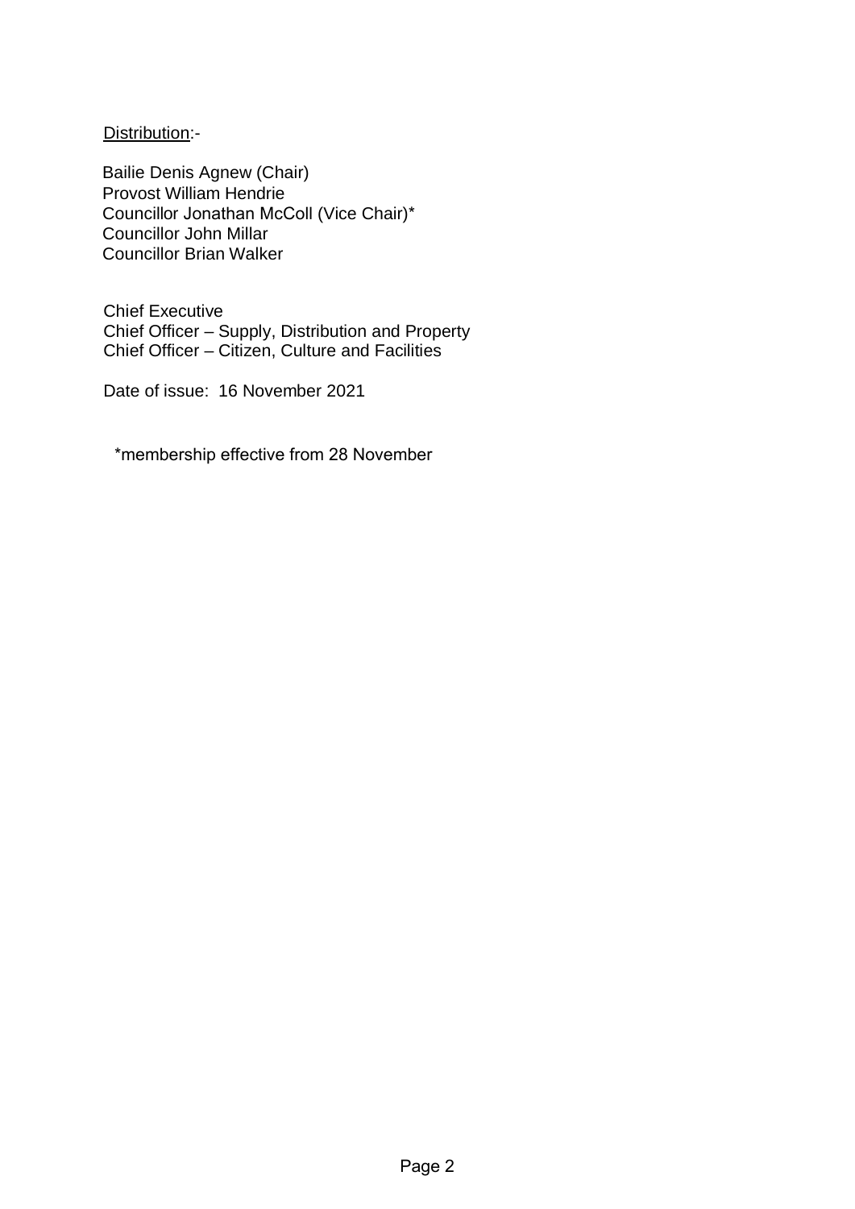Distribution:-

Bailie Denis Agnew (Chair)
Provost William Hendrie
Councillor Jonathan McColl (Vice Chair)*
Councillor John Millar
Councillor Brian Walker

Chief Executive
Chief Officer – Supply, Distribution and Property
Chief Officer – Citizen, Culture and Facilities

Date of issue: 16 November 2021

*membership effective from 28 November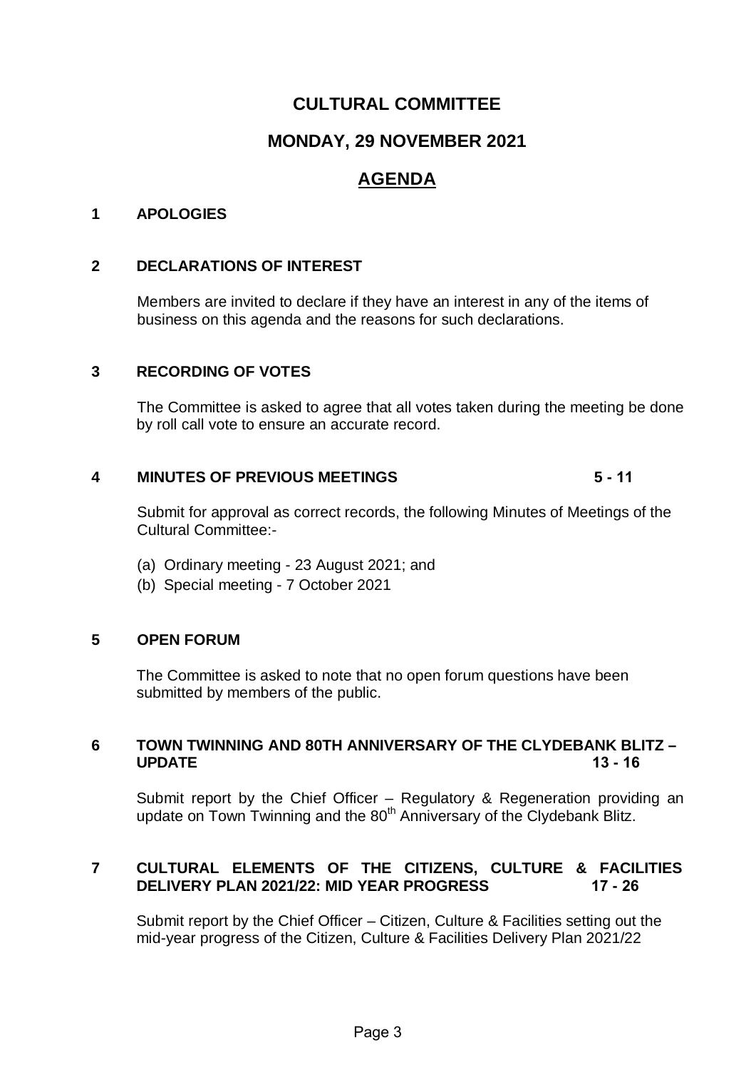# CULTURAL COMMITTEE

## MONDAY, 29 NOVEMBER 2021

## AGENDA

**1 APOLOGIES**

**2 DECLARATIONS OF INTEREST**

Members are invited to declare if they have an interest in any of the items of business on this agenda and the reasons for such declarations.

**3 RECORDING OF VOTES**

The Committee is asked to agree that all votes taken during the meeting be done by roll call vote to ensure an accurate record.

**4 MINUTES OF PREVIOUS MEETINGS 5 - 11**

Submit for approval as correct records, the following Minutes of Meetings of the Cultural Committee:-

(a) Ordinary meeting - 23 August 2021; and
(b) Special meeting - 7 October 2021

**5 OPEN FORUM**

The Committee is asked to note that no open forum questions have been submitted by members of the public.

**6 TOWN TWINNING AND 80TH ANNIVERSARY OF THE CLYDEBANK BLITZ – UPDATE 13 - 16**

Submit report by the Chief Officer – Regulatory & Regeneration providing an update on Town Twinning and the 80th Anniversary of the Clydebank Blitz.

**7 CULTURAL ELEMENTS OF THE CITIZENS, CULTURE & FACILITIES DELIVERY PLAN 2021/22: MID YEAR PROGRESS 17 - 26**

Submit report by the Chief Officer – Citizen, Culture & Facilities setting out the mid-year progress of the Citizen, Culture & Facilities Delivery Plan 2021/22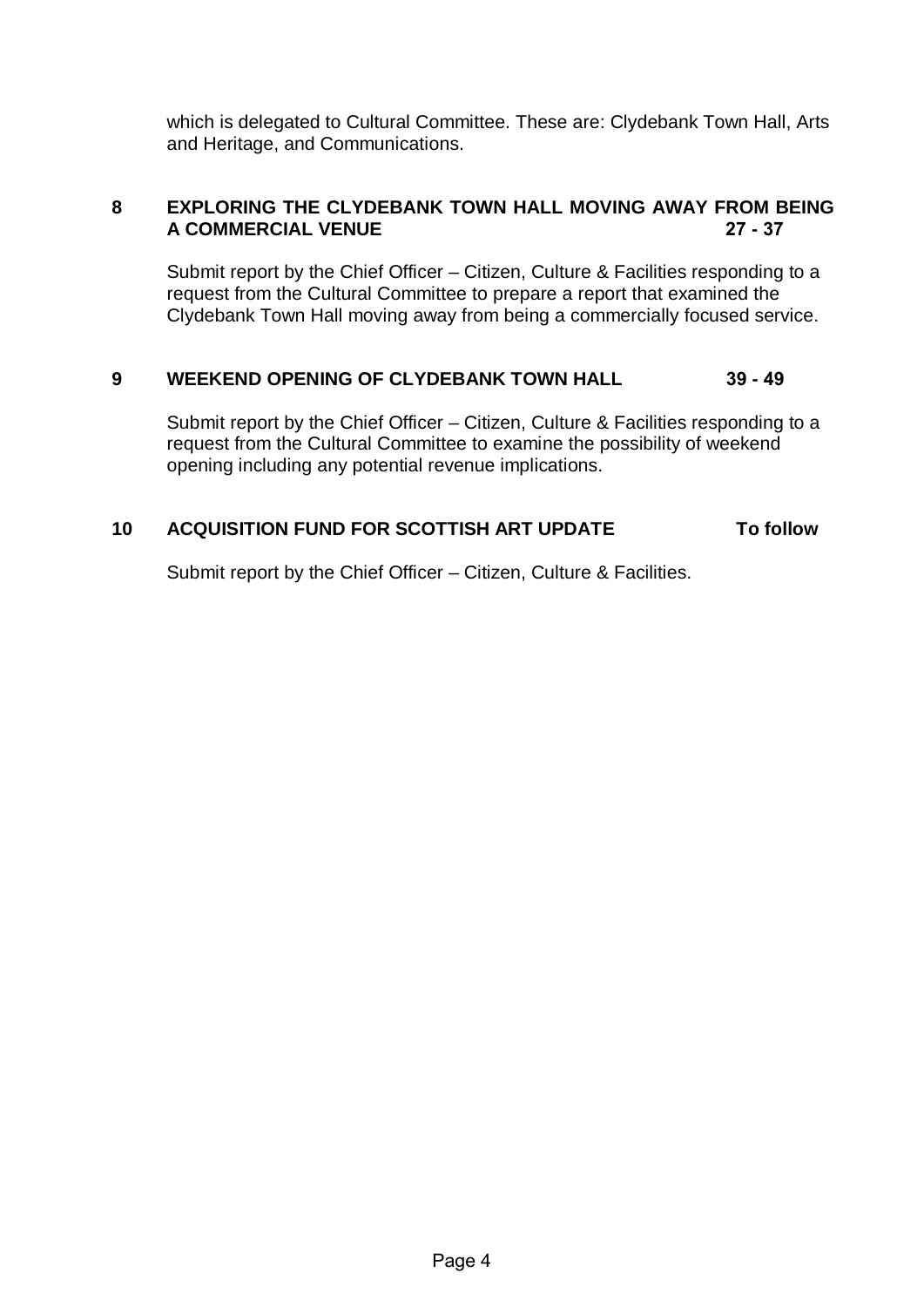which is delegated to Cultural Committee. These are: Clydebank Town Hall, Arts and Heritage, and Communications.

**8 EXPLORING THE CLYDEBANK TOWN HALL MOVING AWAY FROM BEING A COMMERCIAL VENUE 27 - 37**

Submit report by the Chief Officer – Citizen, Culture & Facilities responding to a request from the Cultural Committee to prepare a report that examined the Clydebank Town Hall moving away from being a commercially focused service.

**9 WEEKEND OPENING OF CLYDEBANK TOWN HALL 39 - 49**

Submit report by the Chief Officer – Citizen, Culture & Facilities responding to a request from the Cultural Committee to examine the possibility of weekend opening including any potential revenue implications.

**10 ACQUISITION FUND FOR SCOTTISH ART UPDATE To follow**

Submit report by the Chief Officer – Citizen, Culture & Facilities.